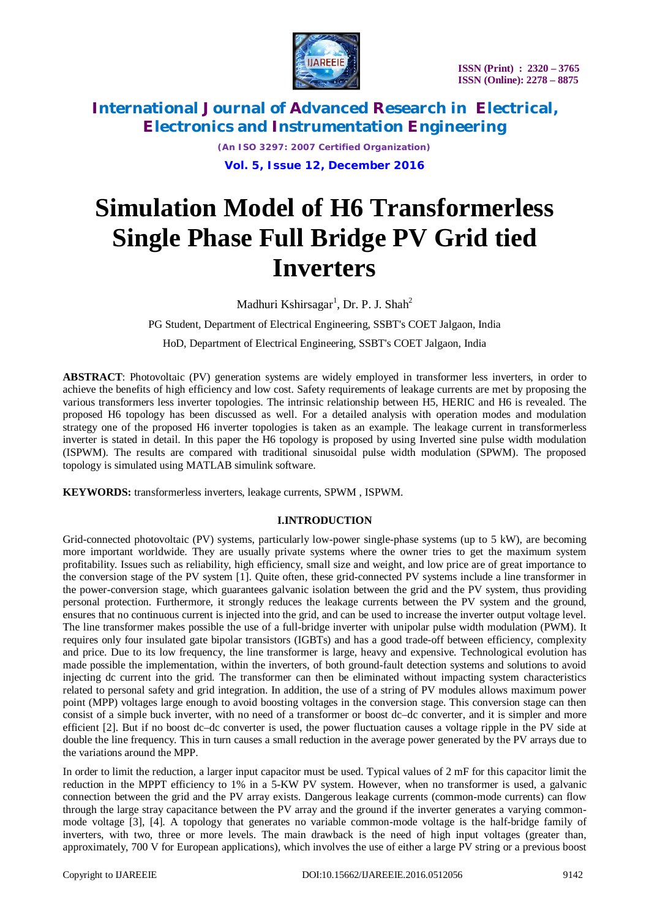# Simulation Model of H6 Transformerless Single Phase Full Bridge PV Grid tied Inverters

Madhuri Kshirsagar[1], Dr. P. J. Shah[2]

PG Student, Department of Electrical Engineering, SSBT's COET Jalgaon, India

HoD, Department of Electrical Engineering, SSBT's COET Jalgaon, India

**ABSTRACT**: Photovoltaic (PV) generation systems are widely employed in transformer less inverters, in order to achieve the benefits of high efficiency and low cost. Safety requirements of leakage currents are met by proposing the various transformers less inverter topologies. The intrinsic relationship between H5, HERIC and H6 is revealed. The proposed H6 topology has been discussed as well. For a detailed analysis with operation modes and modulation strategy one of the proposed H6 inverter topologies is taken as an example. The leakage current in transformerless inverter is stated in detail. In this paper the H6 topology is proposed by using Inverted sine pulse width modulation (ISPWM). The results are compared with traditional sinusoidal pulse width modulation (SPWM). The proposed topology is simulated using MATLAB simulink software.

**KEYWORDS:** transformerless inverters, leakage currents, SPWM , ISPWM.

## I.INTRODUCTION

Grid-connected photovoltaic (PV) systems, particularly low-power single-phase systems (up to 5 kW), are becoming more important worldwide. They are usually private systems where the owner tries to get the maximum system profitability. Issues such as reliability, high efficiency, small size and weight, and low price are of great importance to the conversion stage of the PV system [1]. Quite often, these grid-connected PV systems include a line transformer in the power-conversion stage, which guarantees galvanic isolation between the grid and the PV system, thus providing personal protection. Furthermore, it strongly reduces the leakage currents between the PV system and the ground, ensures that no continuous current is injected into the grid, and can be used to increase the inverter output voltage level. The line transformer makes possible the use of a full-bridge inverter with unipolar pulse width modulation (PWM). It requires only four insulated gate bipolar transistors (IGBTs) and has a good trade-off between efficiency, complexity and price. Due to its low frequency, the line transformer is large, heavy and expensive. Technological evolution has made possible the implementation, within the inverters, of both ground-fault detection systems and solutions to avoid injecting dc current into the grid. The transformer can then be eliminated without impacting system characteristics related to personal safety and grid integration. In addition, the use of a string of PV modules allows maximum power point (MPP) voltages large enough to avoid boosting voltages in the conversion stage. This conversion stage can then consist of a simple buck inverter, with no need of a transformer or boost dc–dc converter, and it is simpler and more efficient [2]. But if no boost dc–dc converter is used, the power fluctuation causes a voltage ripple in the PV side at double the line frequency. This in turn causes a small reduction in the average power generated by the PV arrays due to the variations around the MPP.

In order to limit the reduction, a larger input capacitor must be used. Typical values of 2 mF for this capacitor limit the reduction in the MPPT efficiency to 1% in a 5-KW PV system. However, when no transformer is used, a galvanic connection between the grid and the PV array exists. Dangerous leakage currents (common-mode currents) can flow through the large stray capacitance between the PV array and the ground if the inverter generates a varying common-mode voltage [3], [4]. A topology that generates no variable common-mode voltage is the half-bridge family of inverters, with two, three or more levels. The main drawback is the need of high input voltages (greater than, approximately, 700 V for European applications), which involves the use of either a large PV string or a previous boost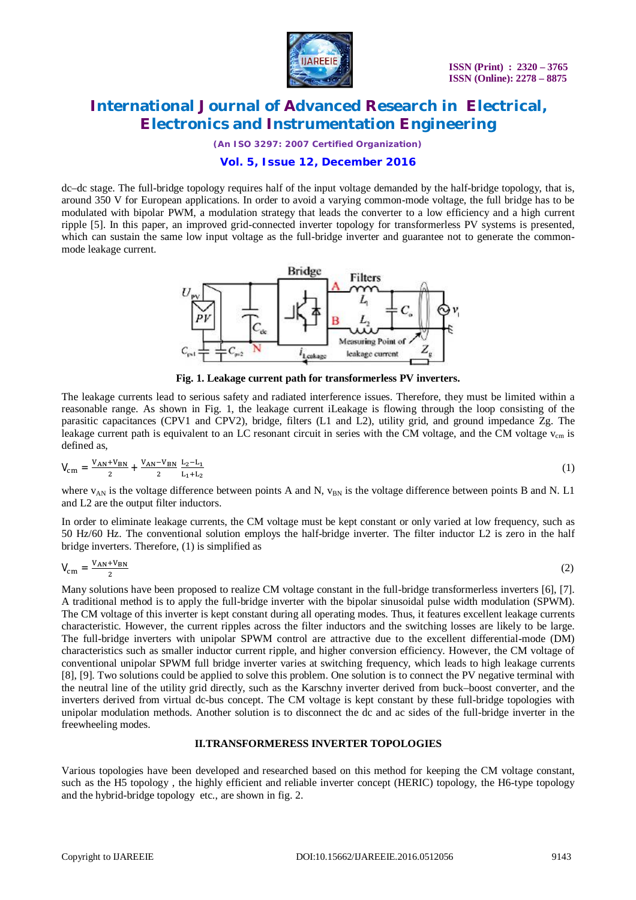dc–dc stage. The full-bridge topology requires half of the input voltage demanded by the half-bridge topology, that is, around 350 V for European applications. In order to avoid a varying common-mode voltage, the full bridge has to be modulated with bipolar PWM, a modulation strategy that leads the converter to a low efficiency and a high current ripple [5]. In this paper, an improved grid-connected inverter topology for transformerless PV systems is presented, which can sustain the same low input voltage as the full-bridge inverter and guarantee not to generate the common-mode leakage current.

**Fig. 1. Leakage current path for transformerless PV inverters.**

The leakage currents lead to serious safety and radiated interference issues. Therefore, they must be limited within a reasonable range. As shown in Fig. 1, the leakage current iLeakage is flowing through the loop consisting of the parasitic capacitances (CPV1 and CPV2), bridge, filters (L1 and L2), utility grid, and ground impedance Zg. The leakage current path is equivalent to an LC resonant circuit in series with the CM voltage, and the CM voltage $v_{cm}$ is defined as,

$$V_{cm} = \frac{V_{AN}+V_{BN}}{2} + \frac{V_{AN}-V_{BN}}{2}\frac{L_2-L_1}{L_1+L_2} \tag{1}$$

where $v_{AN}$ is the voltage difference between points A and N, $v_{BN}$ is the voltage difference between points B and N. L1 and L2 are the output filter inductors.

In order to eliminate leakage currents, the CM voltage must be kept constant or only varied at low frequency, such as 50 Hz/60 Hz. The conventional solution employs the half-bridge inverter. The filter inductor L2 is zero in the half bridge inverters. Therefore, (1) is simplified as

$$V_{cm} = \frac{V_{AN}+V_{BN}}{2} \tag{2}$$

Many solutions have been proposed to realize CM voltage constant in the full-bridge transformerless inverters [6], [7]. A traditional method is to apply the full-bridge inverter with the bipolar sinusoidal pulse width modulation (SPWM). The CM voltage of this inverter is kept constant during all operating modes. Thus, it features excellent leakage currents characteristic. However, the current ripples across the filter inductors and the switching losses are likely to be large. The full-bridge inverters with unipolar SPWM control are attractive due to the excellent differential-mode (DM) characteristics such as smaller inductor current ripple, and higher conversion efficiency. However, the CM voltage of conventional unipolar SPWM full bridge inverter varies at switching frequency, which leads to high leakage currents [8], [9]. Two solutions could be applied to solve this problem. One solution is to connect the PV negative terminal with the neutral line of the utility grid directly, such as the Karschny inverter derived from buck–boost converter, and the inverters derived from virtual dc-bus concept. The CM voltage is kept constant by these full-bridge topologies with unipolar modulation methods. Another solution is to disconnect the dc and ac sides of the full-bridge inverter in the freewheeling modes.

## II.TRANSFORMERESS INVERTER TOPOLOGIES

Various topologies have been developed and researched based on this method for keeping the CM voltage constant, such as the H5 topology , the highly efficient and reliable inverter concept (HERIC) topology, the H6-type topology and the hybrid-bridge topology etc., are shown in fig. 2.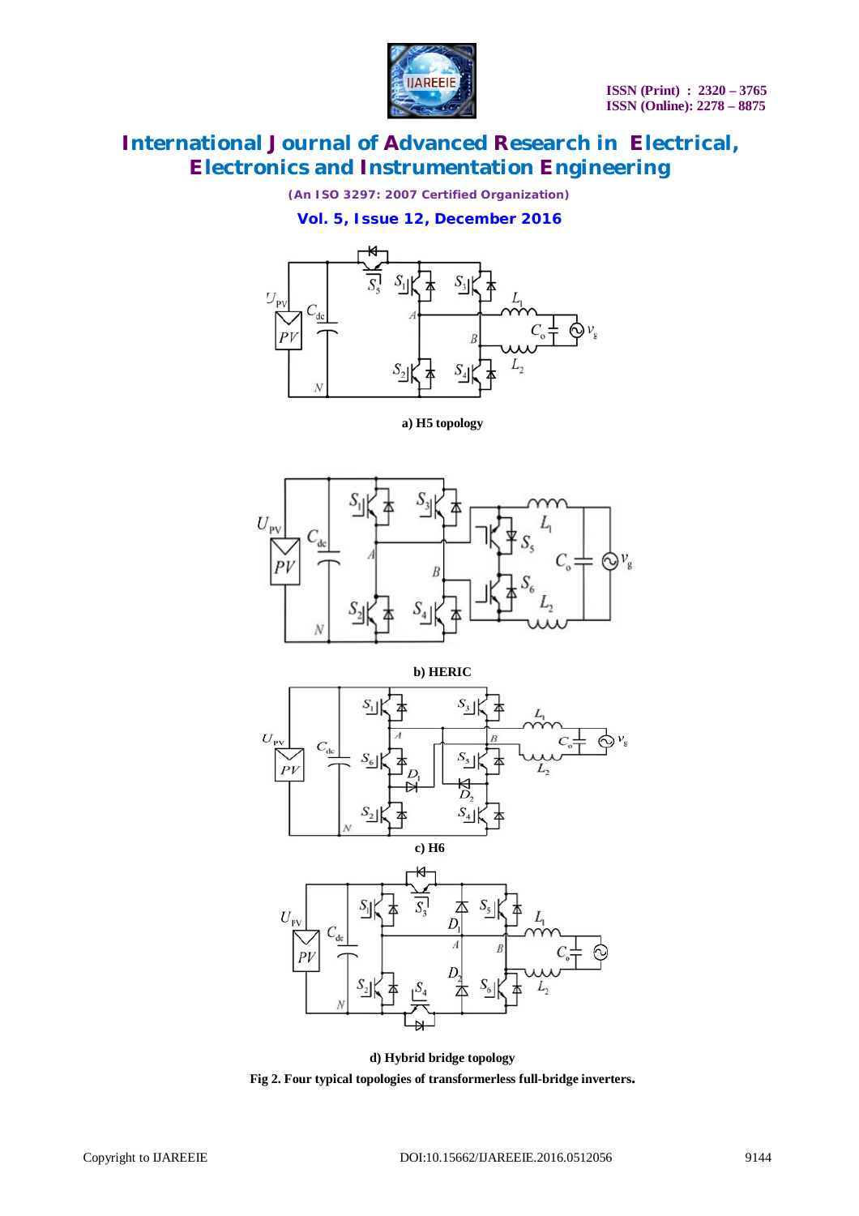a) H5 topology

b) HERIC

c) H6

d) Hybrid bridge topology

**Fig 2. Four typical topologies of transformerless full-bridge inverters.**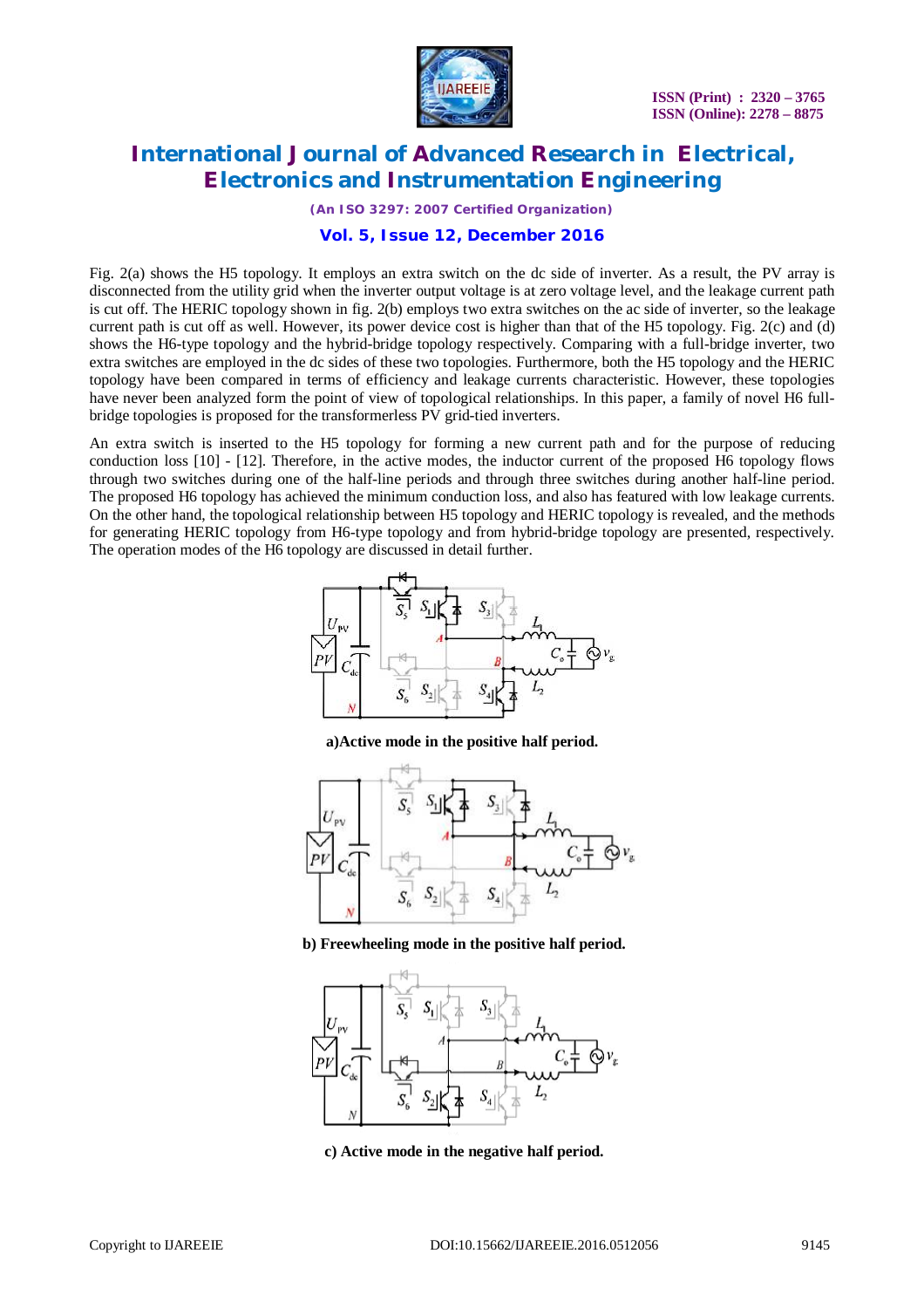Fig. 2(a) shows the H5 topology. It employs an extra switch on the dc side of inverter. As a result, the PV array is disconnected from the utility grid when the inverter output voltage is at zero voltage level, and the leakage current path is cut off. The HERIC topology shown in fig. 2(b) employs two extra switches on the ac side of inverter, so the leakage current path is cut off as well. However, its power device cost is higher than that of the H5 topology. Fig. 2(c) and (d) shows the H6-type topology and the hybrid-bridge topology respectively. Comparing with a full-bridge inverter, two extra switches are employed in the dc sides of these two topologies. Furthermore, both the H5 topology and the HERIC topology have been compared in terms of efficiency and leakage currents characteristic. However, these topologies have never been analyzed form the point of view of topological relationships. In this paper, a family of novel H6 full-bridge topologies is proposed for the transformerless PV grid-tied inverters.

An extra switch is inserted to the H5 topology for forming a new current path and for the purpose of reducing conduction loss [10] - [12]. Therefore, in the active modes, the inductor current of the proposed H6 topology flows through two switches during one of the half-line periods and through three switches during another half-line period. The proposed H6 topology has achieved the minimum conduction loss, and also has featured with low leakage currents. On the other hand, the topological relationship between H5 topology and HERIC topology is revealed, and the methods for generating HERIC topology from H6-type topology and from hybrid-bridge topology are presented, respectively. The operation modes of the H6 topology are discussed in detail further.

**a)Active mode in the positive half period.**

**b) Freewheeling mode in the positive half period.**

**c) Active mode in the negative half period.**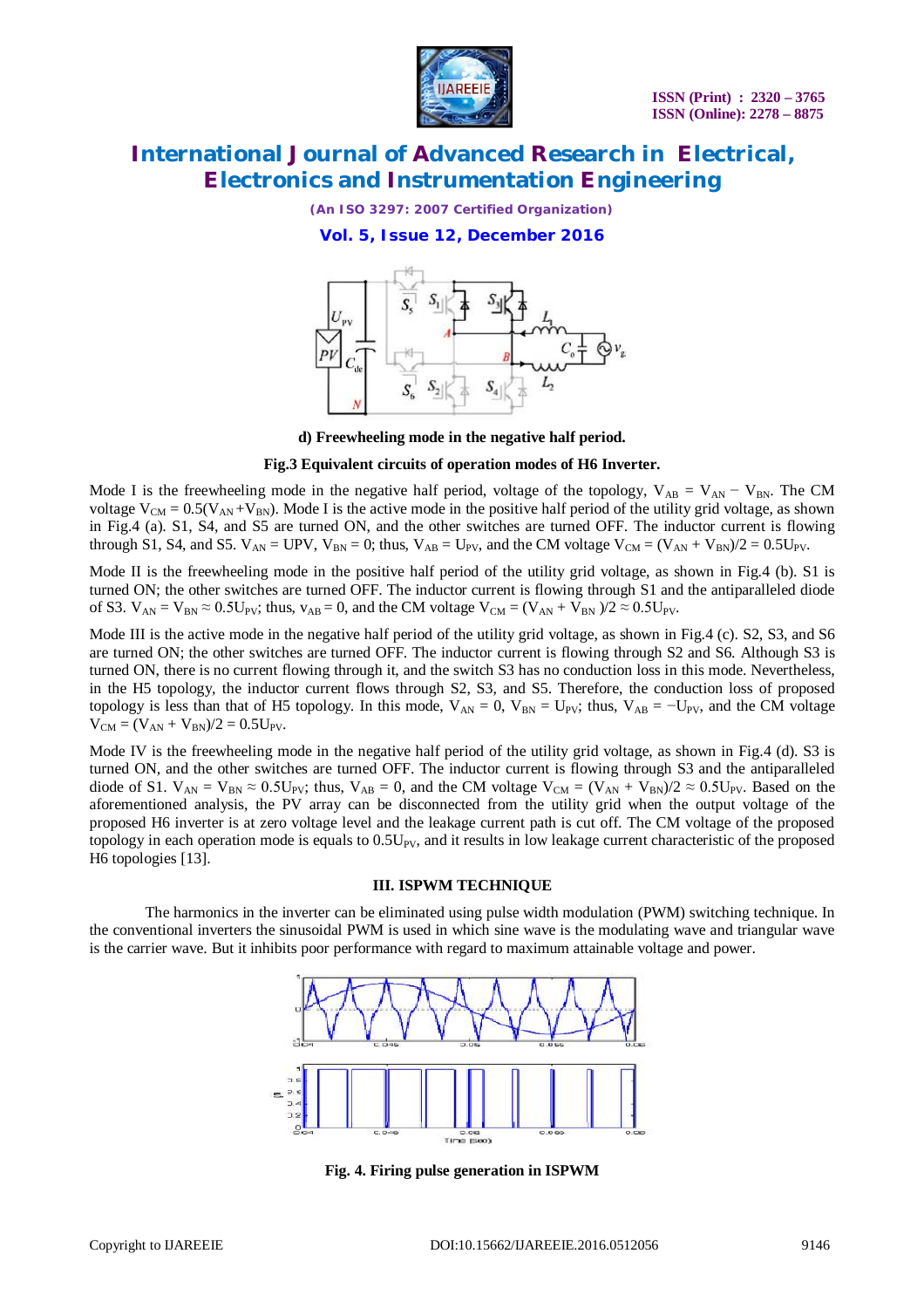**d) Freewheeling mode in the negative half period.**

**Fig.3 Equivalent circuits of operation modes of H6 Inverter.**

Mode I is the freewheeling mode in the negative half period, voltage of the topology, $V_{AB} = V_{AN} - V_{BN}$. The CM voltage $V_{CM} = 0.5(V_{AN}+V_{BN})$. Mode I is the active mode in the positive half period of the utility grid voltage, as shown in Fig.4 (a). S1, S4, and S5 are turned ON, and the other switches are turned OFF. The inductor current is flowing through S1, S4, and S5. $V_{AN}$ = UPV, $V_{BN} = 0$; thus, $V_{AB} = U_{PV}$, and the CM voltage $V_{CM} = (V_{AN} + V_{BN})/2 = 0.5U_{PV}$.

Mode II is the freewheeling mode in the positive half period of the utility grid voltage, as shown in Fig.4 (b). S1 is turned ON; the other switches are turned OFF. The inductor current is flowing through S1 and the antiparalleled diode of S3. $V_{AN} = V_{BN} \approx 0.5U_{PV}$; thus, $v_{AB} = 0$, and the CM voltage $V_{CM} = (V_{AN} + V_{BN})/2 \approx 0.5U_{PV}$.

Mode III is the active mode in the negative half period of the utility grid voltage, as shown in Fig.4 (c). S2, S3, and S6 are turned ON; the other switches are turned OFF. The inductor current is flowing through S2 and S6. Although S3 is turned ON, there is no current flowing through it, and the switch S3 has no conduction loss in this mode. Nevertheless, in the H5 topology, the inductor current flows through S2, S3, and S5. Therefore, the conduction loss of proposed topology is less than that of H5 topology. In this mode, $V_{AN} = 0$, $V_{BN} = U_{PV}$; thus, $V_{AB} = -U_{PV}$, and the CM voltage $V_{CM} = (V_{AN} + V_{BN})/2 = 0.5U_{PV}$.

Mode IV is the freewheeling mode in the negative half period of the utility grid voltage, as shown in Fig.4 (d). S3 is turned ON, and the other switches are turned OFF. The inductor current is flowing through S3 and the antiparalleled diode of S1. $V_{AN} = V_{BN} \approx 0.5U_{PV}$; thus, $V_{AB} = 0$, and the CM voltage $V_{CM} = (V_{AN} + V_{BN})/2 \approx 0.5U_{PV}$. Based on the aforementioned analysis, the PV array can be disconnected from the utility grid when the output voltage of the proposed H6 inverter is at zero voltage level and the leakage current path is cut off. The CM voltage of the proposed topology in each operation mode is equals to $0.5U_{PV}$, and it results in low leakage current characteristic of the proposed H6 topologies [13].

## III. ISPWM TECHNIQUE

The harmonics in the inverter can be eliminated using pulse width modulation (PWM) switching technique. In the conventional inverters the sinusoidal PWM is used in which sine wave is the modulating wave and triangular wave is the carrier wave. But it inhibits poor performance with regard to maximum attainable voltage and power.

**Fig. 4. Firing pulse generation in ISPWM**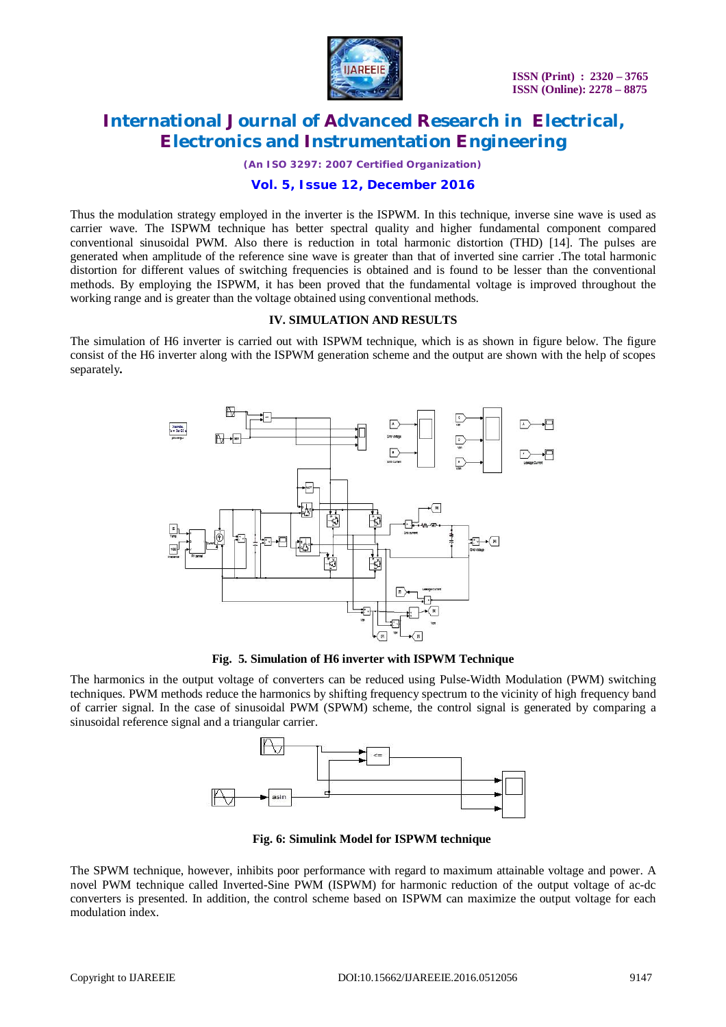Thus the modulation strategy employed in the inverter is the ISPWM. In this technique, inverse sine wave is used as carrier wave. The ISPWM technique has better spectral quality and higher fundamental component compared conventional sinusoidal PWM. Also there is reduction in total harmonic distortion (THD) [14]. The pulses are generated when amplitude of the reference sine wave is greater than that of inverted sine carrier .The total harmonic distortion for different values of switching frequencies is obtained and is found to be lesser than the conventional methods. By employing the ISPWM, it has been proved that the fundamental voltage is improved throughout the working range and is greater than the voltage obtained using conventional methods.

## IV. SIMULATION AND RESULTS

The simulation of H6 inverter is carried out with ISPWM technique, which is as shown in figure below. The figure consist of the H6 inverter along with the ISPWM generation scheme and the output are shown with the help of scopes separately**.**

**Fig. 5. Simulation of H6 inverter with ISPWM Technique**

The harmonics in the output voltage of converters can be reduced using Pulse-Width Modulation (PWM) switching techniques. PWM methods reduce the harmonics by shifting frequency spectrum to the vicinity of high frequency band of carrier signal. In the case of sinusoidal PWM (SPWM) scheme, the control signal is generated by comparing a sinusoidal reference signal and a triangular carrier.

**Fig. 6: Simulink Model for ISPWM technique**

The SPWM technique, however, inhibits poor performance with regard to maximum attainable voltage and power. A novel PWM technique called Inverted-Sine PWM (ISPWM) for harmonic reduction of the output voltage of ac-dc converters is presented. In addition, the control scheme based on ISPWM can maximize the output voltage for each modulation index.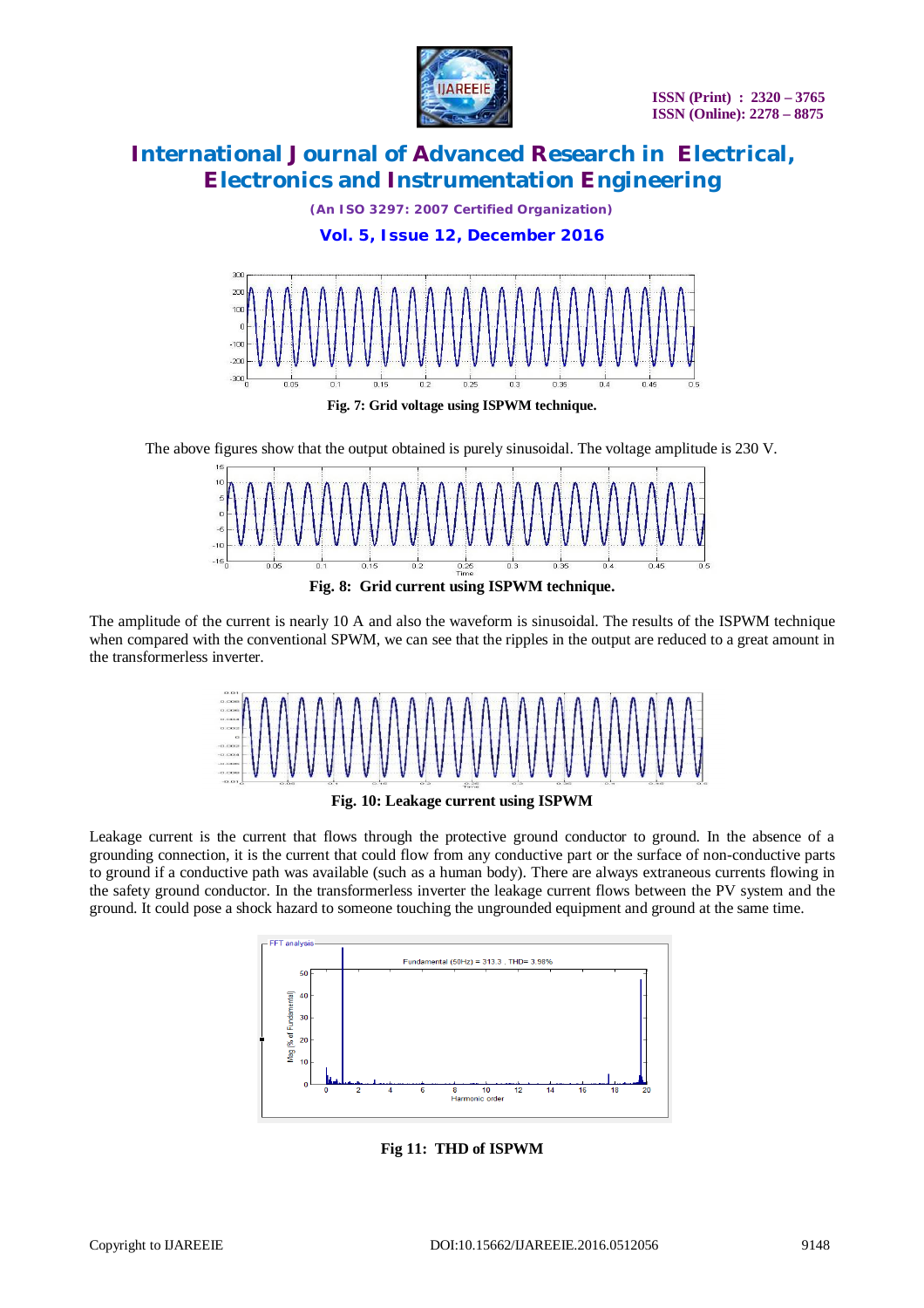Fig. 7: Grid voltage using ISPWM technique.

The above figures show that the output obtained is purely sinusoidal. The voltage amplitude is 230 V.

Fig. 8: Grid current using ISPWM technique.

The amplitude of the current is nearly 10 A and also the waveform is sinusoidal. The results of the ISPWM technique when compared with the conventional SPWM, we can see that the ripples in the output are reduced to a great amount in the transformerless inverter.

Fig. 10: Leakage current using ISPWM

Leakage current is the current that flows through the protective ground conductor to ground. In the absence of a grounding connection, it is the current that could flow from any conductive part or the surface of non-conductive parts to ground if a conductive path was available (such as a human body). There are always extraneous currents flowing in the safety ground conductor. In the transformerless inverter the leakage current flows between the PV system and the ground. It could pose a shock hazard to someone touching the ungrounded equipment and ground at the same time.

Fig 11: THD of ISPWM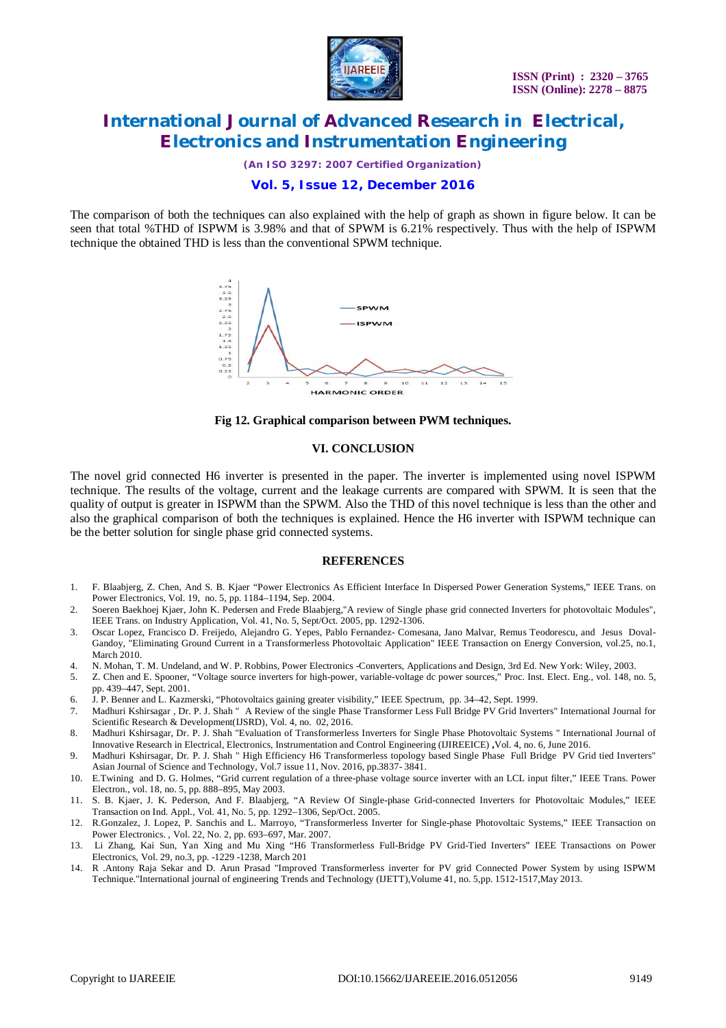The comparison of both the techniques can also explained with the help of graph as shown in figure below. It can be seen that total %THD of ISPWM is 3.98% and that of SPWM is 6.21% respectively. Thus with the help of ISPWM technique the obtained THD is less than the conventional SPWM technique.

4
3.75
3.5
3.25
3
2.75
2.5
2.25
2
1.75
1.5
1.25
1
0.75
0.5
0.25
0

SPWM
ISPWM

2 3 4 5 6 7 8 9 10 11 12 13 14 15

HARMONIC ORDER

**Fig 12. Graphical comparison between PWM techniques.**

## VI. CONCLUSION

The novel grid connected H6 inverter is presented in the paper. The inverter is implemented using novel ISPWM technique. The results of the voltage, current and the leakage currents are compared with SPWM. It is seen that the quality of output is greater in ISPWM than the SPWM. Also the THD of this novel technique is less than the other and also the graphical comparison of both the techniques is explained. Hence the H6 inverter with ISPWM technique can be the better solution for single phase grid connected systems.

## REFERENCES

1. F. Blaabjerg, Z. Chen, And S. B. Kjaer "Power Electronics As Efficient Interface In Dispersed Power Generation Systems," IEEE Trans. on Power Electronics, Vol. 19, no. 5, pp. 1184–1194, Sep. 2004.
2. Soeren Baekhoej Kjaer, John K. Pedersen and Frede Blaabjerg,"A review of Single phase grid connected Inverters for photovoltaic Modules", IEEE Trans. on Industry Application, Vol. 41, No. 5, Sept/Oct. 2005, pp. 1292-1306.
3. Oscar Lopez, Francisco D. Freijedo, Alejandro G. Yepes, Pablo Fernandez- Comesana, Jano Malvar, Remus Teodorescu, and Jesus Doval-Gandoy, "Eliminating Ground Current in a Transformerless Photovoltaic Application" IEEE Transaction on Energy Conversion, vol.25, no.1, March 2010.
4. N. Mohan, T. M. Undeland, and W. P. Robbins, Power Electronics -Converters, Applications and Design, 3rd Ed. New York: Wiley, 2003.
5. Z. Chen and E. Spooner, "Voltage source inverters for high-power, variable-voltage dc power sources," Proc. Inst. Elect. Eng., vol. 148, no. 5, pp. 439–447, Sept. 2001.
6. J. P. Benner and L. Kazmerski, "Photovoltaics gaining greater visibility," IEEE Spectrum, pp. 34–42, Sept. 1999.
7. Madhuri Kshirsagar , Dr. P. J. Shah " A Review of the single Phase Transformer Less Full Bridge PV Grid Inverters" International Journal for Scientific Research & Development(IJSRD), Vol. 4, no. 02, 2016.
8. Madhuri Kshirsagar, Dr. P. J. Shah "Evaluation of Transformerless Inverters for Single Phase Photovoltaic Systems " International Journal of Innovative Research in Electrical, Electronics, Instrumentation and Control Engineering (IJIREEICE) ,Vol. 4, no. 6, June 2016.
9. Madhuri Kshirsagar, Dr. P. J. Shah " High Efficiency H6 Transformerless topology based Single Phase Full Bridge PV Grid tied Inverters" Asian Journal of Science and Technology, Vol.7 issue 11, Nov. 2016, pp.3837- 3841.
10. E.Twining and D. G. Holmes, "Grid current regulation of a three-phase voltage source inverter with an LCL input filter," IEEE Trans. Power Electron., vol. 18, no. 5, pp. 888–895, May 2003.
11. S. B. Kjaer, J. K. Pederson, And F. Blaabjerg, "A Review Of Single-phase Grid-connected Inverters for Photovoltaic Modules," IEEE Transaction on Ind. Appl., Vol. 41, No. 5, pp. 1292–1306, Sep/Oct. 2005.
12. R.Gonzalez, J. Lopez, P. Sanchis and L. Marroyo, "Transformerless Inverter for Single-phase Photovoltaic Systems," IEEE Transaction on Power Electronics. , Vol. 22, No. 2, pp. 693–697, Mar. 2007.
13. Li Zhang, Kai Sun, Yan Xing and Mu Xing "H6 Transformerless Full-Bridge PV Grid-Tied Inverters" IEEE Transactions on Power Electronics, Vol. 29, no.3, pp. -1229 -1238, March 201
14. R .Antony Raja Sekar and D. Arun Prasad "Improved Transformerless inverter for PV grid Connected Power System by using ISPWM Technique."International journal of engineering Trends and Technology (IJETT),Volume 41, no. 5,pp. 1512-1517,May 2013.